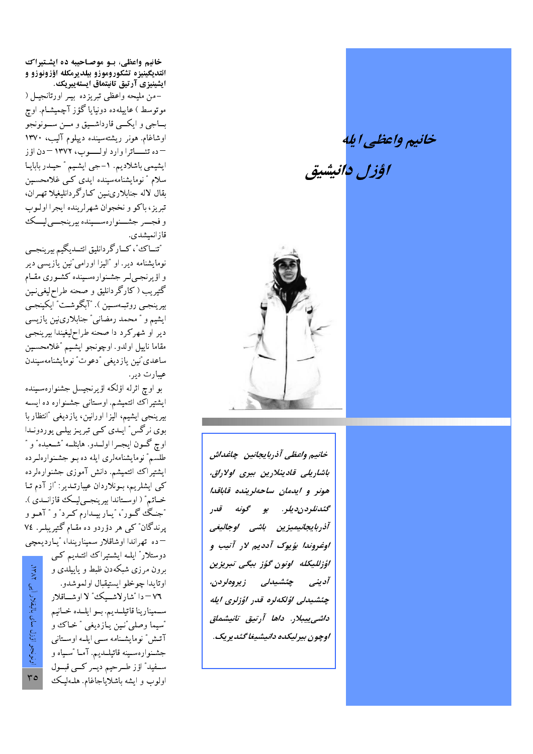# خانیم واعظی ایله اؤزل دانیشیق

*خانیم واعظی آذربایجانین چاغداش باشاریلی قادینلارین بیری اولاراق، هونر و ایدمان ساحه‌لریننده قاباقدا گئدنلردن‌دیلر. بو گونه قدر آذربایجانیمیزین باشی اوجالیغی اوغروندا بؤیوک آددیم لار آتیب و اؤزللیکله اونون گؤز ببگی تبریزین آدینی چئشیدلی زیروه‌لردن، چئشیدلی اؤلکه‌لره قدر اؤزلری ایله داشی‌ییبلار. داها آرتیق تانیشماق اوچون بیرلیکده دانیشیغا گئدیریک.*

**خانیم واعظی، بـو موصاحیبه ده ایشـتیراک ائتدیگینیزه تشکوروموزو بیلدیرمکله اؤزونوزو و ایشینیزی آرتیق تانیتماق ایستیریک.**

–من ملیحه واعظی تبریزده بیر اورتانجیل ( موتوسط ) عایله‌ده دونیایا گؤز آچمیشام. اوچ بـاجی و ایکـی قارداشـیق و مـن سـونونجو اوشاغام. هونر ریشته‌سینده دیپلوم آلیب، ۱۳۷۰ – ده تئـاترا وارد اولـوب، ۱۳۷۲ – دن اؤز ایشیمی باشلادیم. ۱–جی ایشیم " حیدر بابایا سلام " نومایشنامه‌سینده ایدی کی غلامحسین بقال لاله جنابلاری‌نین کـارگردانلیغیلا تهـران، تبریز، باکو و نخجوان شهرلرینده ایجرا اولـوب و فجـر جشـنواره‌سـینده بیرینجـی‌لیـک قازانمیشدی.

"تنـاک"، کـارگردانلیق ائتـدیگیم بیرینجـی نومایشنامه دیر. او "الیزا اورامی"نین یازیسی دیر و اؤیرنجی‌لر جشنواره‌سینده کشوری مقـام گتیریب ( کارگردانلیق و صحنه طراحلیغی‌نین بیرینجی روتبه‌سین ). "آبگوشت" ایکینجی ایشیم و "محمد رمضانی" جنابلاری‌نین یازیسی دیر او شهرکرد دا صحنه طراحلیغیندا بیرینجی مقاما نایل اولدو. اوچونجو ایشیم "غلامحسین ساعدی"نین یازدیغی "دعوت" نومایشنامه‌سیندن عبارت دیر.

بو اوچ اثرله اؤلکه اؤیرنجیسل جشنواره‌سینده ایشتیراک ائتمیشم. اوستانی جشنواره ده ایسه بیرینجی ایشیم، الیزا اورانین، یازدیغی "انتظار با بوی نرگس" ایدی کی تبریز بیلی یوردوندا اوچ گـون ایجـرا اولـدو. هابئلـه "شـعبده" و "طلسم" نومایشنامه‌لری ایله ده بو جشنواره‌لرده ایشتیراک ائتمیشم. دانش آموزی جشنواره‌لرده کی ایشلریم، بونلاردان عبارتـدیر: "از آدم تا خـاتم" ( اوسـتاندا بیرینجـی‌لیـک قازانـدی ). "جنـگ گـور"، "یـار بیـدارم کـرد" و "آهـو و پرندگان" کی هر دؤردو ده مقام گتیریبلر. ۷٤ – ده تهراندا اوشاقلار سمینارینده، "یاردیمچی دوستلار" ایله ایشتیراک ائتدیم کی برون مرزی شبکه‌دن ظبط و یاییلدی و اوتایدا چوخلو ایستیقبال اولموشدو.

۷٦ – دا "شارلاشـیک" لا اوشـاقلار سـمینارینا قاتیلـدیم. بـو ایلـده خـانیم "سیما وصلی"نین یـازدیغی "خـاک و آتـش" نومایشـنامه سـی ایلـه اوسـتانی جشنواره‌سینه قاتیلدیم. آمـا "سـیاه و سـفید" اؤز طـرحیم دیـر کـی قبـول اولوب و ایشه باشلایاجاغام. هله‌لیک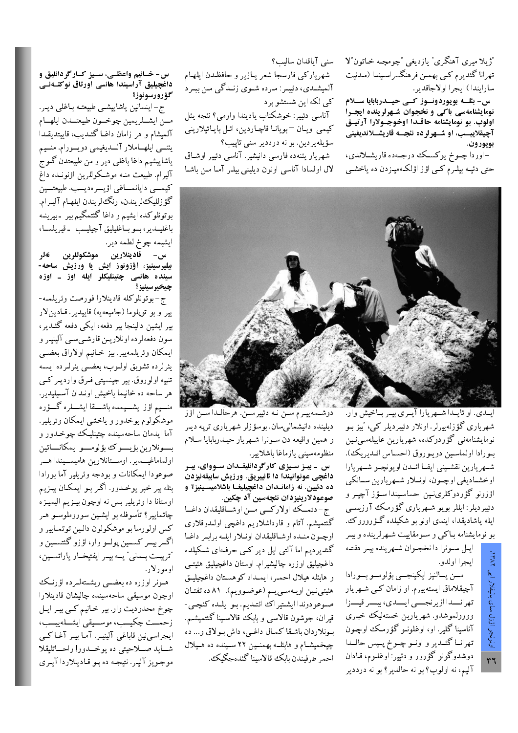"ژیلا میری آهنگری" یازدیغی "چومچه خاتون"لا تهرانا گئدیرم کی بهمن فرهنگسراسیندا (مدنیت سارایندا) ایجرا اولاجاقدیر.

**س- بئله بویوردونوز کی حیدربابایا سلام نومایشنامه‌سی باکی و نخجوان شهرلرینده ایجرا اولوب. بو نومایشنامه حاقدا اوخوجولارا آرتیق آچیقلاییب، او شهرلرده نئجه قاریشلاندیغینی بویورون.**

- اوردا چوخ یوکسک درجه‌ده قاریشلاندی، حتی دئیه بیلرم کی اؤز اؤلکه‌میزدن ده یاخشی ایدی. او تاییدا شهریارا آیری بیر باخیش وار. شهریاری گؤزله‌ییرلر. اونلار دئییردیلر کی، "بیز بو نومایشنامه‌نی گؤردوکده، شهریارین عاییله‌سی‌نین بوردا اولماسین دویوروق (احساس ائدیریک). شهریارین نقشینی ایفا ائدن اویونچو شهریارا اوخشادیغی اوچون، اونلار شهریارین سانکی اؤزونو گؤردوکلری‌نین احساسیندا سؤز آچیر و دئییردیلر: ایللر بویو شهریاری گؤرمک آرزیسی ایله یاشادیقدا، ایندی اونو بو شکیلده گؤروروک. بو نومایشنامه باکی و سومقاییت شهرلرینده و بیر ایل سونرا دا نخجوان شهرینده بیر هفته ایجرا اولدو.

من یالنیز ایکینجی بؤلومو بوردا آچیقلاماق ایسته‌ییرم. او زامان کی شهریار تهراندا اؤیرنجی ایدی، بیر قیزا وورولموشدو. شهریارین خسته‌لیک خبری آناسینا گلیر. او، اوغلونو گؤرمک اوچون تهرانا گئدیر و اونو چوخ پیس حالدا دوشدوگونو گؤرور و دئییر: اوغلوم، قادان آلیم، نه اولوب؟ بو نه حالدیر؟ بو نه دردیر سنی آیاقدان سالیب؟

شهریارکی فارسجا شعر یازیر و حافظدن ایلهام آلمیشدی، دئییر: مرده شوی زندگی من ببرد کی لکه این شستشو برد

آناسی دئییر: خوشکتاب یادیندا وارمی؟ نئجه یئل کیمی اویان –بویانا قاچاردین، ائل بایاتیلارینی سؤیله‌یردین. بو نه دردیر سنی تاپیب؟

شهریار یئنه‌ده فارسی دانیشیر. آناسی دئییر اوشاق لال اولسادا آناسی اونون دیلینی بیلر آما مـن باشا دوشـمه‌ییرم سـن نـه دئییرسـن. هرحالدا سـن اؤز دیلینده دانیشمالی‌سان. بوسؤزلر شهریاری تریه دیر و همین واقیعه دن سونرا شهریار حیدربابایا سلام منظومه‌سینی یازماغا باشلاییر.

**س- بیز سیزی کارگردانلیقدان سووای، بیر داغچی عونوانیندا دا تانییریق. ورزیش سابیقه‌نیزدن ده دئیین. نه زاماندان داغچیلیغا باشلامیسینیز؟ و صوعودلارینیزدان نئچه‌سین آد چکین.**

ج- دئمک اولارکی من اوشاقلیقدان داغا گئتمیشم. آتام و قارداشلاریم داغچی اولدوقلاری اوچون منده اوشاقلیقدان اونلار ایله برابر داغا گئدیردیم اما آلتی ایل دیر کی حرفه‌ای شکیلده داغچیلیق اوزره چالیشیرام. اوستان داغچیلیق هئیتی و هابئله هیلال احمر، ایمداد کوهستان داغچیلیق هئیتی‌نین اویه‌سی‌یم (عوضوویم). ۸۱ ده تفتان صوعودوندا ایشتیراک ائتدیم. بو ایلده کئچی-قیران، جوشون قالاسی و بابک قالاسینا گئتمیشم. بونلاردان باشقا کمال داغی، داش بولاق و... ده چیخمیشام و هابئله بهمنین ۲۲ سینده ده هیلال احمر طرفیندن بابک قالاسینا گئده‌جگیک.

**س- خانیم واعظی، سیز کارگردانلیق و داغچیلیق آراسیندا هانسی اورتاق نوکته‌نی گؤرورسونوز؟**

ج- اینسانین یاشاییشی طبیعته باغلی دیر. من ایشلریمین چوخون طبیعتدن ایلهام آلمیشام و هر زامان داغا گئدیب، قاییتدیقدا یئنی ایلهاملار آلدیغیمی دویورام. منیم یاشاییشیم داغا باغلی دیر و من طبیعتدن گوج آلیرام. طبیعت منه موشکوللرین اؤنونده داغ کیمی دایانماغی اؤیرەدیب. طبیعتین گؤزللیکلریندن، رنگلریندن ایلهام آلیرام. بوتونلوکده ایشیم و داغا گئتمگیم بیر -بیرینه باغلیدیر، بو باغلیلیق آچیلیب -قیریلسا، ایشیمه چوخ لطمه دیر.

**س- قادینلارین موشکوللرین نه‌لر بیلیرسینیز، اؤزونوز ایش یا ورزیش ساحه-سینده هانسی چتینلیکلر ایله اوز - اوزه چیخیرسینیز؟**

ج- بوتونلوکله قادینلارا فورصت وئریلمه-ییر و بو توپلوما (جامیعه‌یه) قاییدیر. قادینلار بیر ایشین دالینجا بیر دفعه، ایکی دفعه گئدیر، سون دفعه‌لرده اونلارین قارشی‌سی آلینیر و ایمکان وئریلمه‌ییر. بیز خانیم اولاراق بعضی یئرلرده تشویق اولوب، بعضی یئرلرده ایسه تنبیه اولوروق. بیر جینسیتی فرق واردیر کی هر ساحه ده خانیما باخیش اوندان آسیلیدیر. منیم اؤز ایشیمده باشقا ایشلره گؤره موشکولوم یوخدور و یاخشی ایمکان وئریلیر. آما ایدمان ساحه‌سینده چتینلیک چوخدور و بونلارین بؤیوک بؤلومو ایمکاناتین اولماماغیدیر. اوستانلارین هامیسیندا هر صوعودا ایمکانات و بودجه وئریلیر آما بوردا بئله بیر خبر یوخدور. اگر بو ایمکان بیزیم اوستانا دا وئریلیر بس نه اوچون بیزیم الیمیزه چاتمیر؟ تأسوفله بو ایشین سورومولوسو هر کس اولورسا بو موشکولون دالین توتمالیر و اگر بیر کسین پولو وار، اؤزو گئتسین و "تربیت بدنی" یه بیر ایفتیخار یاراتسین، امورولار.

هونر اوزره ده بعضی ریشته‌لرده اؤرنک اوچون موسیقی ساحه‌سینده چالیشان قادینلار چوخ محدودیت وار. بیر خانیم کی بیر ایل زحمت چکیب، موسیقی ایشله‌ییب، ایجراسی‌نین قاباغی آلینیر. آما بیر آغا کی شاید صلاحیتی ده یوخدور! راحاتلیقلا موجوزین آلیر. نتیجه ده بو قادینلاردا آیری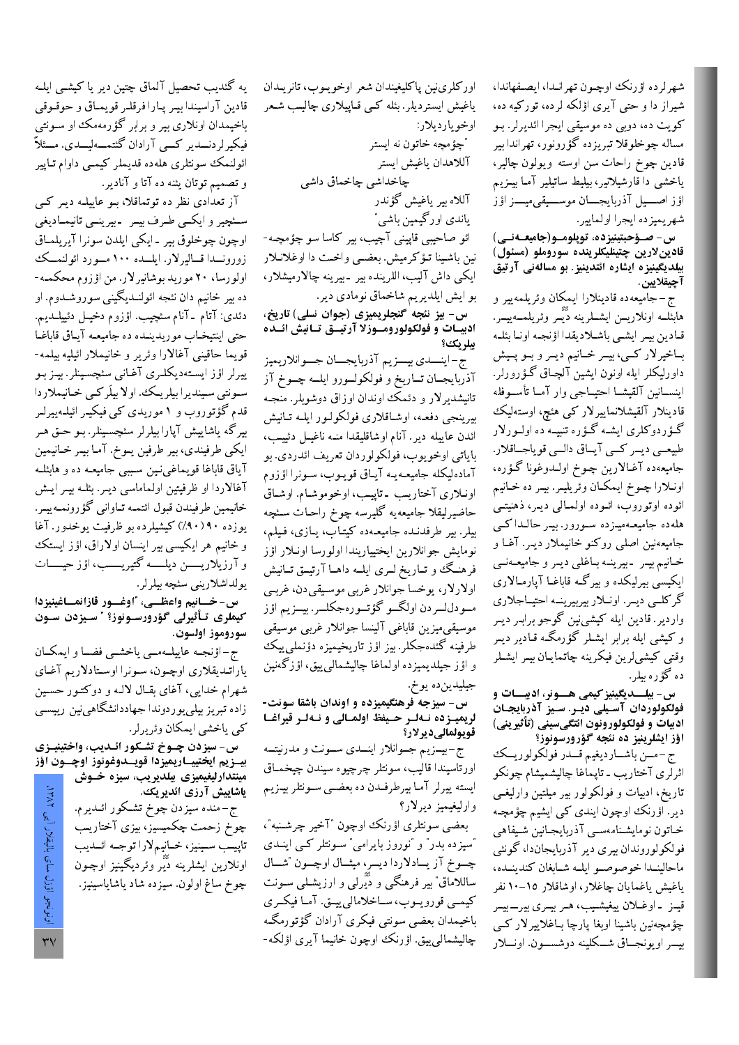شهرلرده اؤرنک اوچون تهراندا، ایصفهاندا، شیراز دا و حتی آیری اؤلکه لرده، تورکیه ده، کویت ده، دوبی ده موسیقی ایجرا ائدیرلر. بو مساله چوخلوقلا تبریزده گؤرونور، تهراندا بیر قادین چوخ راحات سن اوسته ویولون چالیر، یاخشی دا قارشیلانیر، بیلیط ساتیلیر آما بیزیم اؤز اصیل آذربایجان موسیقی‌میز اؤز شهریمیزده ایجرا اولمايیر.

**س- صؤحبتینیزده، توپلومـو(جامیعه‌نی) قادین‌لارین چتینلیکلرینده سوروملو (مسئول) بیلدیگینیزه ایشاره ائتدینیز. بو مساله‌نی آرتیق آچیقلایین.**

ج- جامیعه‌ده قادینلارا ایمکان وئریلمه‌ییر و هابئله اونلارین ایشلرینه دیَّر وئریلمه‌ییر. قادین بیر ایشی باشلادیقدا اؤنجه اونا بئله باخیرلار کی، بیر خانیم دیر و بو پیش داوریکلار ایله اونون ایشین آلچاق گؤرورلر. اینسانین آلقیشا احتیاجی وار آما تأسوفله قادینلار آلقیشلانمایرلار کی هئچ، اوسته‌لیک گؤردوکلری ایشه گؤره تنبیه ده اولورلار طبیعی دیر کی آیاق دالی قویاجاقلار. جامیعه‌ده آغالارین چوخ اولدوغونا گؤره، اونلارا چوخ ایمکان وئریلیر. بیر ده خانیم ائوده اوتوروب، ائوده اولمالی دیر، ذهنیتی هله‌ده جامیعه‌میزده سورور. بیر حالدا کی جامیعه‌نین اصلی روکنو خانیملار دیر. آغا و خانیم بیر -بیرینه باغلی دیر و جامیعه‌نی ایکیسی بیرلیکده و بیرگه قاباغا آپارمالاری گرکلی دیر. اونلار بیربیرینه احتیاجلاری واردیر. قادین ایله کیشی‌نین گوجو برابر دیر و کیشی ایله برابر ایشلر گؤرمگه قادیر دیر وقتی کیشی‌لرین فیکرینه چاتمایان بیر ایشلر ده گؤره بیلر.

**س- بیلـدیگینیز کیمی هـونر، ادبیـات و فولکلوردان آسیلی دیر. سیز آذربایجان ادبیات و فولکلورونون ائتگی‌سینی (تأثیرینی) اؤز ایشلرینیز ده نئجه گؤرورسونوز؟**

ج- مـن باشـاردیغیم قـدر فولکلوریـک اثرلری آختاریب - تاپماغا چالیشمیشام چونکو تاریخ، ادبیات و فولکلور بیر میلتین وارلیغی دیر. اؤرنک اوچون ایندی کی ایشیم چؤمچه خاتون نومایشنامه‌سی آذربایجانین شیفاهی فولکلوروندان بیری دیر آذربایجاندا، گوئی ماحالیندا خوصوصیله شابغان کندینده، یاغیش یاغمایان چاغلار، اوشاقلار ۱۵-۱۰ نفر قیز - اوغلان بیغیشیب، هر بیری بیر- بیر چؤمچه‌نین باشینا اوبغا پارچا باغلایرلار کی بیر اوینوجاق شکلینه دوشسون. اونلار اورکلری‌نین پاکلیغیندان شعر اوخویوب، تانریدان یاغیش ایستردیلر. بئله کی قاپیلاری چالیب شعر اوخویاردیلار:

"چؤمچه خاتون نه ایستر
آللاهدان یاغیش ایستر
چاخداشی چاخماق داشی
آللاه بیر یاغیش گؤندر
یاندی اورگیمین باشی"

ائو صاحیبی قاپینی آچیب، بیر کاسا سو چؤمچه‌نین باشینا تؤکرمیش. بعضی واخت دا اوغلانلار ایکی داش آلیب، اللرینده بیر -بیرینه چالارمیشلار، بو ایش ایلدیریم شاخماق نومادی دیر.

**س- بیز نئجه گنجلریمیزی (جوان نسلی) تاریخ، ادبیـات و فولکلورومـوزلا آرتیـق تـانیش ائـده بیلریک؟**

ج- اینـدی بیـزیم آذربایجـان جـوانلاریمیز آذربایجـان تـاریخ و فولکلـورو ایلـه چـوخ آز تانیشدیرلار و دئمک اوندان اوزاق دوشوبلر. منجه بیرینجی دفعه، اوشاقلاری فولکلـور ایلـه تـانیش ائدن عایله دیر. آنام اوشاقلیقدا منه ناغیل دئییب، بایاتی اوخویوب، فولکلوردان تعریف ائدردی. بو آماده‌لیکله جامیعه‌یه آیاق قویوب، سونرا اؤزوم اونلاری آختاریب - تاپیب، اوخوموشام. اوشاق حاضیرلیقلا جامیعه‌یه گلیرسه چوخ راحات سئچه بیلر. بیر طرفدنده جامیعه‌ده کیتاب، یازی، فیلم، نومایش جوانلارین ایختیارینـدا اولورسا اونـلار اؤز فرهنگ و تـاریخ لـری ایلـه داهـا آرتیـق تـانیش اولارلار، یوخسا جوانلار غربی موسیقی‌دن، غربی مـودل‌لـردن اولگـو گؤتـوره‌جکلـر. بیـزیم اؤز موسیقی‌میزین قاباغی آلینسا جوانلار غربی موسیقی طرفینه گئده‌جکلر. بیز اؤز تاریخیمیزه دؤنملی‌ییک و اؤز جیلدیمیزده اولماغا چالیشمالی‌ییق، اؤزگه‌نین جیلدینده یوخ.

**س- سیزجه فرهنگیمیزده و اوندان باشقا سونت-لریمیـزده نـه‌لـر حـیفظ اولمـالی و نـه‌لـر قیراغـا قویولمالی‌دیرلار؟**

ج- بیـزیم جـوانلار اینـدی سـونت و مدرنیتـه اورتاسیندا قالیب، سونتلر چرچیوه سیندن چیخماق ایسته‌ییرلر آما بیربطرفـدن ده بعضی سـونتلر بیـزیم وارلیغیمیز دیرلار؟

بعضی سونتلری اؤرنک اوچون "آخیر چرشنبه"، "سیزده بدر" و "نوروز بایرامی" سونتلر کی ایندی چـوخ آز یـادلاردا دیـر، میثـال اوچـون "شـال سالللاماق" بیر فرهنگی و دیَّرلی و ارزیشلی سونت کیمی قورویـوب، سـاخلامالی‌ییق. آمـا فیکـری باخیمدان بعضی سونتی فیکری آرادان گؤتورمگه چالیشمالی‌ییق. اؤرنک اوچون خانیما آیری اؤلکه‌یه گئدیب تحصیل آلماق چتین دیر یا کیشی ایلـه قادین آراسیندا بیـر پـارا فرقلـر قویمـاق و حوقـوقی باخیمدان اونلاری بیر و برابر گؤرمه‌مک او سونتی فیکیرلردنـدیر کـی آرادان گئتمـه‌لیـدی. مـثلاً ائولنمک سونتلری هله‌ده قدیملر کیمی داوام تاپیر و تصمیم توتان یئنه ده آتا و آنادیر.

آز تعدادی نظر ده توتماقلا، بو عایلـه دیر کـی سـئچیر و ایکـی طـرف بیـر -بیرینـی تانیمـادیغی اوچون چوخلوق بیر - ایکی ایلدن سونرا آیریلماق زوروندا قـالیرلار. ایلـده ۱۰۰ مـورد ائولنمـک اولورسا، ۲۰ مورید بوشانیرلار. من اؤزوم محکمه‌ده بیر خانیم دان نئجه ائولندیگینی سوروشـدوم. او دئدی: آتام -آنام سئچیب. اؤزوم دخیـل دئییلـدیم. حتی اینتیخاب موریدینده ده جامیعه آیاق قاباغا قویما حاقینی آغالارا وئریر و خانیملار ائیلیه بیلمه‌یرلر اؤز ایسته‌دیکلری آغانی سئچسینلر. بیـز بـو سونتی سیندیرا بیلریک. اولا بیلَرکی خـانیملاردا قدم گؤتوروب و ۱ موریدی کی فیکیر ائیله‌ییرلر بیرگه یاشاییش آپارا بیلرلر سئچسینلر. بو حـق هـر ایکی طرفیندی، بیر طرفین یـوخ. آمـا بیـر خـانیمین آیاق قاباغا قویماغی‌نین سببی جامیعه ده و هابئله آغالاردا او ظرفیتین اولماماسی دیـر. بئلـه بیـر ایش خانیمین طرفیندن قبول ائتمـه تـاوانی گؤرونمـه‌ییـر. یوزده ۹۰(۹۰٪) کیشیلرده بو ظرفیت یوخدور. آغا و خانیم هر ایکیسی بیر اینسان اولاراق، اؤز ایستک و آرزیلاریـن دیلـه گتیریـب، اؤز حیـات یولداشلارینی سئچه بیلرلر.

**س- خـانیم واعظـی، "اوغـور قازانمـاغینیزدا کیملری تـأثیرلی گؤرورسـونوز؟" سیزدن سـون سوروموز اولسون.**

ج- اؤنجـه عایلـه‌مـی یاخشـی فضـا و ایمکـان یاراتـدیقلاری اوچون، سـونرا اوسـتادلاریم آغـای شهرام خدایی، آغای بقـال لالـه و دوکتـور حسـین زاده تبریز بیلی‌یوردوندا جهاددانشگاهی‌نین رییسی کی یاخشی ایمکان وئریرلر.

**س- سیزدن چـوخ تشـکور ائـدیب، واختینیـزی بیـزیم ایختییـاریمیزدا قویـدوغونوز اوچـون اؤز میننتدارلیغیمیزی بیلدیریب، سیزه خـوش یاشایش آرزی ائدیریک.**

ج- منده سیزدن چوخ تشکور ائدیرم. چوخ زحمت چکمیسیز، بیزی آختاریب تاپیب سیزیز، خـانیملارا توجـه ائـدیب اونلارین ایشلرینه دیَّر وئردیگینیز اوچون چوخ ساغ اولون. سیزده شاد یاشایاسینیز.